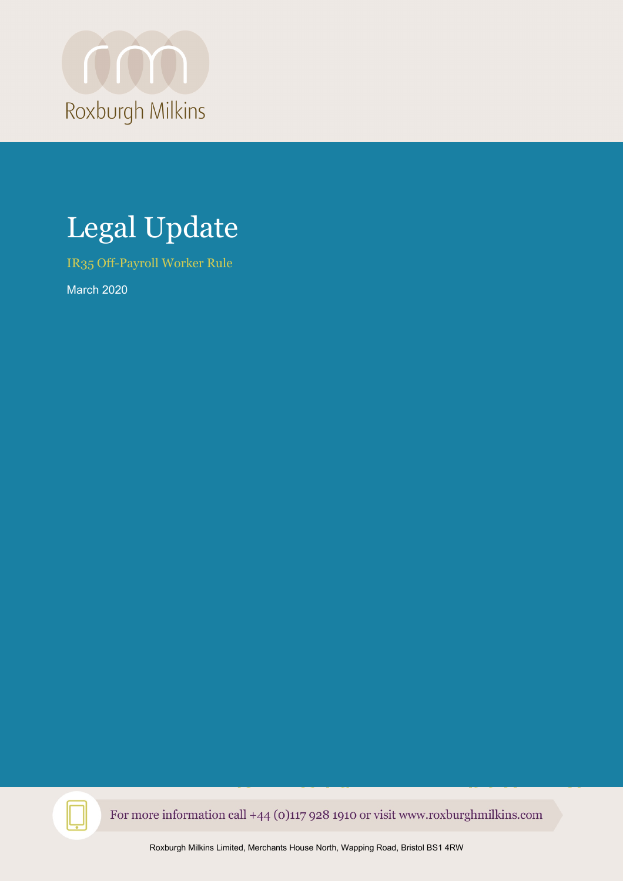Roxburgh Milkins

# Legal Update

## IR35 Off-Payroll Worker Rule

March 2020

For more information call +44 (0)117 928 1910 or visit www.roxburghmilkins.com

Roxburgh Milkins Limited, Merchants House North, Wapping Road, Bristol BS1 4RW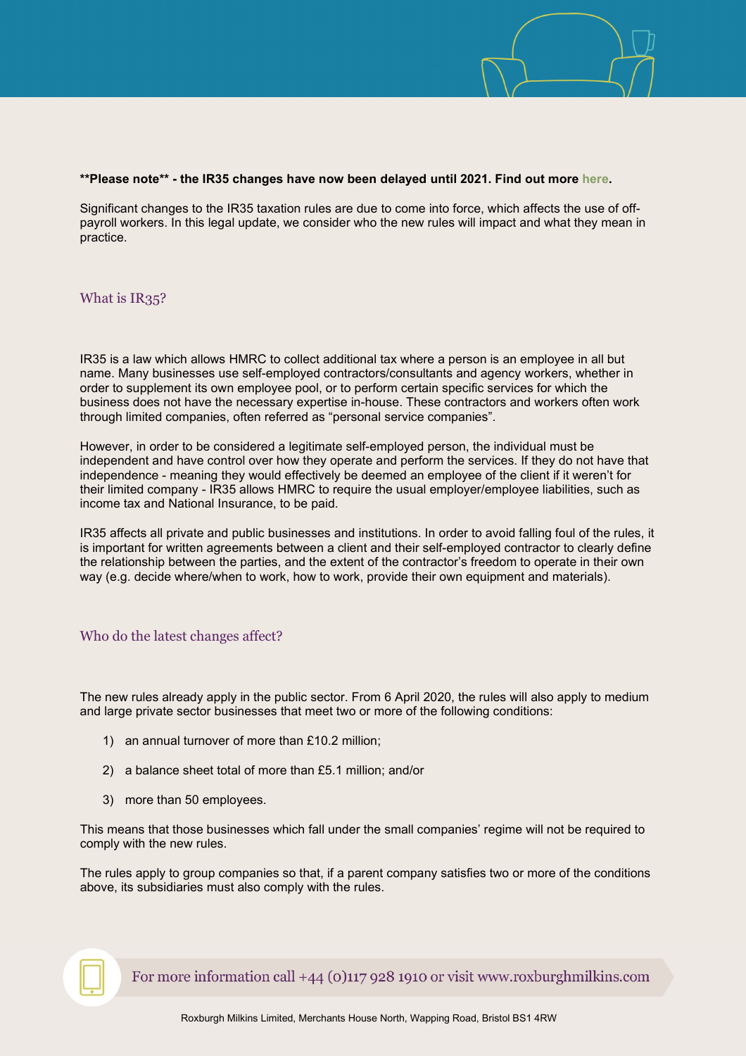**\*\*Please note\*\* - the IR35 changes have now been delayed until 2021. Find out more here.**

Significant changes to the IR35 taxation rules are due to come into force, which affects the use of off-payroll workers. In this legal update, we consider who the new rules will impact and what they mean in practice.

## What is IR35?

IR35 is a law which allows HMRC to collect additional tax where a person is an employee in all but name. Many businesses use self-employed contractors/consultants and agency workers, whether in order to supplement its own employee pool, or to perform certain specific services for which the business does not have the necessary expertise in-house. These contractors and workers often work through limited companies, often referred as "personal service companies".

However, in order to be considered a legitimate self-employed person, the individual must be independent and have control over how they operate and perform the services. If they do not have that independence - meaning they would effectively be deemed an employee of the client if it weren't for their limited company - IR35 allows HMRC to require the usual employer/employee liabilities, such as income tax and National Insurance, to be paid.

IR35 affects all private and public businesses and institutions. In order to avoid falling foul of the rules, it is important for written agreements between a client and their self-employed contractor to clearly define the relationship between the parties, and the extent of the contractor's freedom to operate in their own way (e.g. decide where/when to work, how to work, provide their own equipment and materials).

## Who do the latest changes affect?

The new rules already apply in the public sector. From 6 April 2020, the rules will also apply to medium and large private sector businesses that meet two or more of the following conditions:

1) an annual turnover of more than £10.2 million;
2) a balance sheet total of more than £5.1 million; and/or
3) more than 50 employees.

This means that those businesses which fall under the small companies' regime will not be required to comply with the new rules.

The rules apply to group companies so that, if a parent company satisfies two or more of the conditions above, its subsidiaries must also comply with the rules.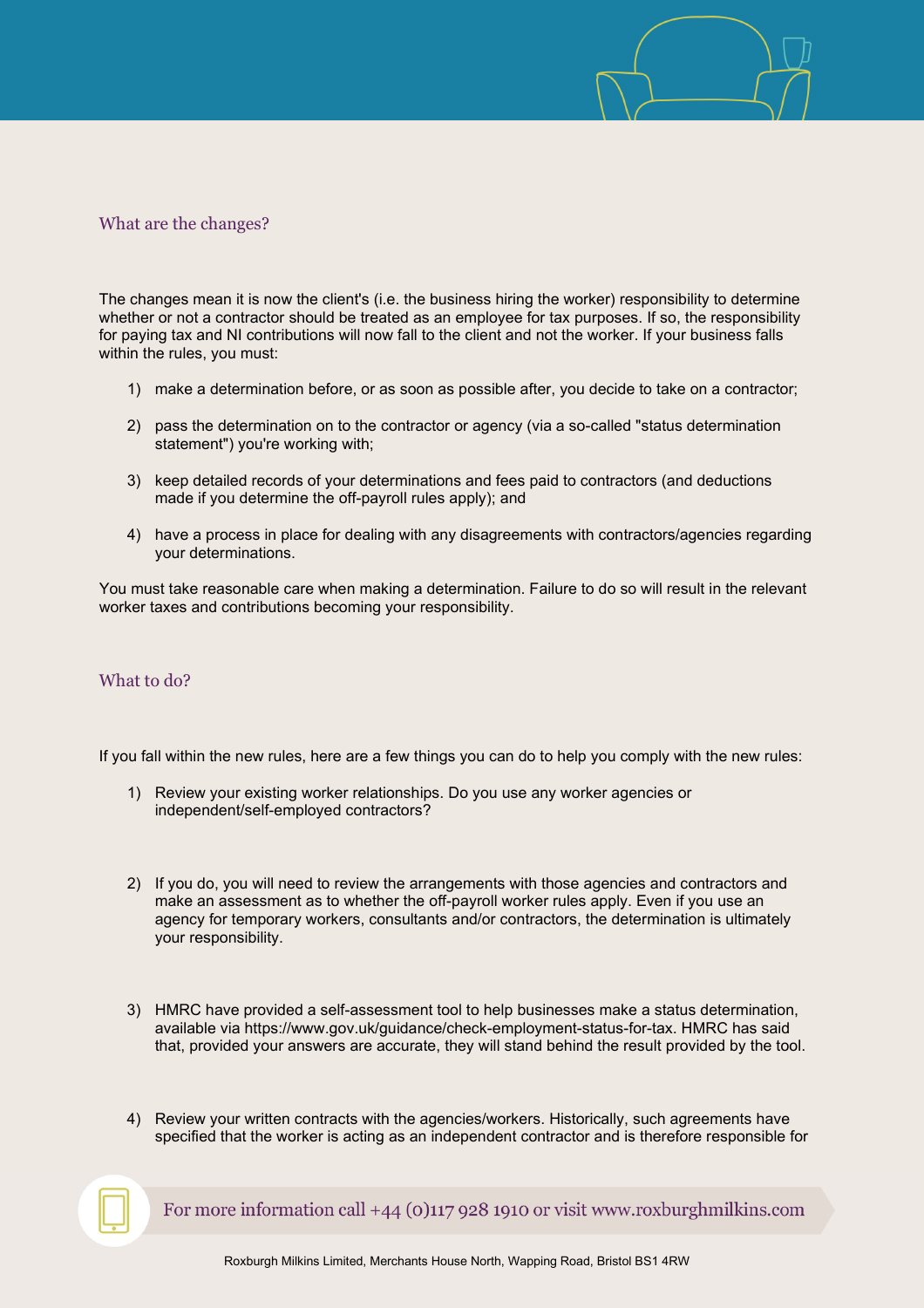## What are the changes?

The changes mean it is now the client's (i.e. the business hiring the worker) responsibility to determine whether or not a contractor should be treated as an employee for tax purposes. If so, the responsibility for paying tax and NI contributions will now fall to the client and not the worker. If your business falls within the rules, you must:

1) make a determination before, or as soon as possible after, you decide to take on a contractor;

2) pass the determination on to the contractor or agency (via a so-called "status determination statement") you're working with;

3) keep detailed records of your determinations and fees paid to contractors (and deductions made if you determine the off-payroll rules apply); and

4) have a process in place for dealing with any disagreements with contractors/agencies regarding your determinations.

You must take reasonable care when making a determination. Failure to do so will result in the relevant worker taxes and contributions becoming your responsibility.

## What to do?

If you fall within the new rules, here are a few things you can do to help you comply with the new rules:

1) Review your existing worker relationships. Do you use any worker agencies or independent/self-employed contractors?

2) If you do, you will need to review the arrangements with those agencies and contractors and make an assessment as to whether the off-payroll worker rules apply. Even if you use an agency for temporary workers, consultants and/or contractors, the determination is ultimately your responsibility.

3) HMRC have provided a self-assessment tool to help businesses make a status determination, available via https://www.gov.uk/guidance/check-employment-status-for-tax. HMRC has said that, provided your answers are accurate, they will stand behind the result provided by the tool.

4) Review your written contracts with the agencies/workers. Historically, such agreements have specified that the worker is acting as an independent contractor and is therefore responsible for

For more information call +44 (0)117 928 1910 or visit www.roxburghmilkins.com

Roxburgh Milkins Limited, Merchants House North, Wapping Road, Bristol BS1 4RW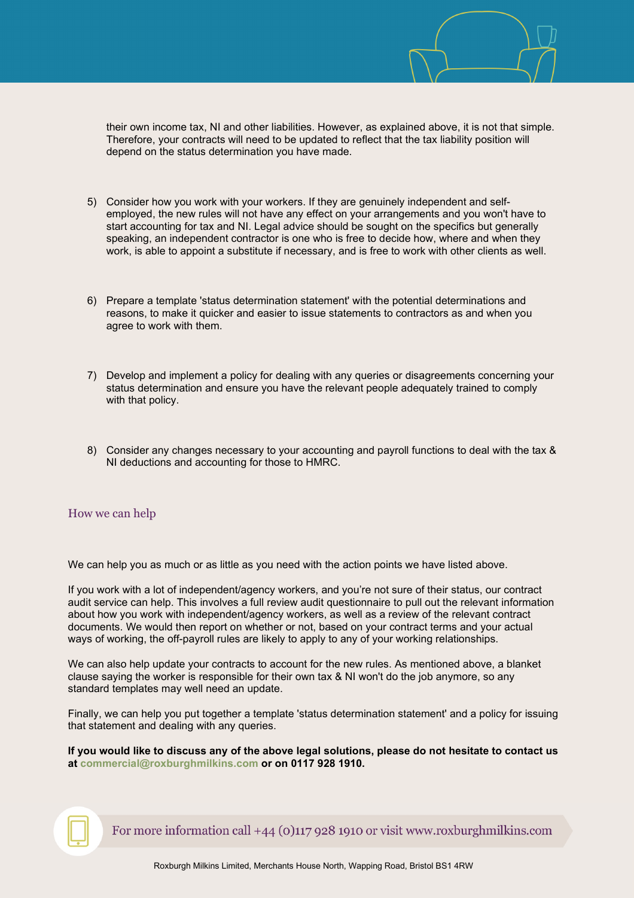their own income tax, NI and other liabilities. However, as explained above, it is not that simple. Therefore, your contracts will need to be updated to reflect that the tax liability position will depend on the status determination you have made.

5) Consider how you work with your workers. If they are genuinely independent and self-employed, the new rules will not have any effect on your arrangements and you won't have to start accounting for tax and NI. Legal advice should be sought on the specifics but generally speaking, an independent contractor is one who is free to decide how, where and when they work, is able to appoint a substitute if necessary, and is free to work with other clients as well.

6) Prepare a template 'status determination statement' with the potential determinations and reasons, to make it quicker and easier to issue statements to contractors as and when you agree to work with them.

7) Develop and implement a policy for dealing with any queries or disagreements concerning your status determination and ensure you have the relevant people adequately trained to comply with that policy.

8) Consider any changes necessary to your accounting and payroll functions to deal with the tax & NI deductions and accounting for those to HMRC.

## How we can help

We can help you as much or as little as you need with the action points we have listed above.

If you work with a lot of independent/agency workers, and you're not sure of their status, our contract audit service can help. This involves a full review audit questionnaire to pull out the relevant information about how you work with independent/agency workers, as well as a review of the relevant contract documents. We would then report on whether or not, based on your contract terms and your actual ways of working, the off-payroll rules are likely to apply to any of your working relationships.

We can also help update your contracts to account for the new rules. As mentioned above, a blanket clause saying the worker is responsible for their own tax & NI won't do the job anymore, so any standard templates may well need an update.

Finally, we can help you put together a template 'status determination statement' and a policy for issuing that statement and dealing with any queries.

**If you would like to discuss any of the above legal solutions, please do not hesitate to contact us at commercial@roxburghmilkins.com or on 0117 928 1910.**

For more information call +44 (0)117 928 1910 or visit www.roxburghmilkins.com

Roxburgh Milkins Limited, Merchants House North, Wapping Road, Bristol BS1 4RW